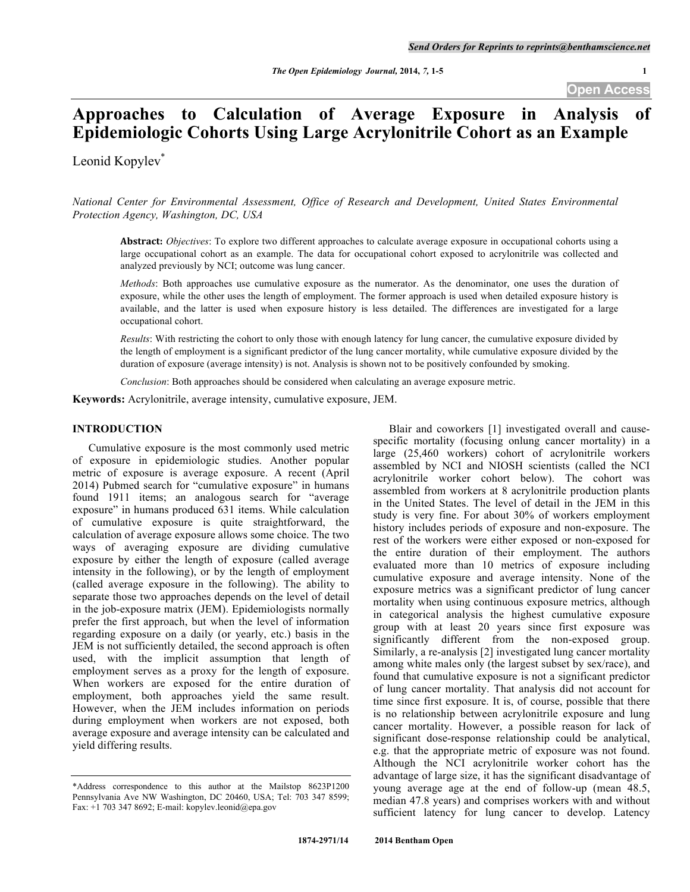# Approaches to Calculation of Average Exposure in Analysis of Epidemiologic Cohorts Using Large Acrylonitrile Cohort as an Example

Leonid Kopylev*

*National Center for Environmental Assessment, Office of Research and Development, United States Environmental Protection Agency, Washington, DC, USA*

**Abstract:** *Objectives*: To explore two different approaches to calculate average exposure in occupational cohorts using a large occupational cohort as an example. The data for occupational cohort exposed to acrylonitrile was collected and analyzed previously by NCI; outcome was lung cancer.

*Methods*: Both approaches use cumulative exposure as the numerator. As the denominator, one uses the duration of exposure, while the other uses the length of employment. The former approach is used when detailed exposure history is available, and the latter is used when exposure history is less detailed. The differences are investigated for a large occupational cohort.

*Results*: With restricting the cohort to only those with enough latency for lung cancer, the cumulative exposure divided by the length of employment is a significant predictor of the lung cancer mortality, while cumulative exposure divided by the duration of exposure (average intensity) is not. Analysis is shown not to be positively confounded by smoking.

*Conclusion*: Both approaches should be considered when calculating an average exposure metric.

**Keywords:** Acrylonitrile, average intensity, cumulative exposure, JEM.

## INTRODUCTION

Cumulative exposure is the most commonly used metric of exposure in epidemiologic studies. Another popular metric of exposure is average exposure. A recent (April 2014) Pubmed search for "cumulative exposure" in humans found 1911 items; an analogous search for "average exposure" in humans produced 631 items. While calculation of cumulative exposure is quite straightforward, the calculation of average exposure allows some choice. The two ways of averaging exposure are dividing cumulative exposure by either the length of exposure (called average intensity in the following), or by the length of employment (called average exposure in the following). The ability to separate those two approaches depends on the level of detail in the job-exposure matrix (JEM). Epidemiologists normally prefer the first approach, but when the level of information regarding exposure on a daily (or yearly, etc.) basis in the JEM is not sufficiently detailed, the second approach is often used, with the implicit assumption that length of employment serves as a proxy for the length of exposure. When workers are exposed for the entire duration of employment, both approaches yield the same result. However, when the JEM includes information on periods during employment when workers are not exposed, both average exposure and average intensity can be calculated and yield differing results.

Blair and coworkers [1] investigated overall and cause-specific mortality (focusing onlung cancer mortality) in a large (25,460 workers) cohort of acrylonitrile workers assembled by NCI and NIOSH scientists (called the NCI acrylonitrile worker cohort below). The cohort was assembled from workers at 8 acrylonitrile production plants in the United States. The level of detail in the JEM in this study is very fine. For about 30% of workers employment history includes periods of exposure and non-exposure. The rest of the workers were either exposed or non-exposed for the entire duration of their employment. The authors evaluated more than 10 metrics of exposure including cumulative exposure and average intensity. None of the exposure metrics was a significant predictor of lung cancer mortality when using continuous exposure metrics, although in categorical analysis the highest cumulative exposure group with at least 20 years since first exposure was significantly different from the non-exposed group. Similarly, a re-analysis [2] investigated lung cancer mortality among white males only (the largest subset by sex/race), and found that cumulative exposure is not a significant predictor of lung cancer mortality. That analysis did not account for time since first exposure. It is, of course, possible that there is no relationship between acrylonitrile exposure and lung cancer mortality. However, a possible reason for lack of significant dose-response relationship could be analytical, e.g. that the appropriate metric of exposure was not found. Although the NCI acrylonitrile worker cohort has the advantage of large size, it has the significant disadvantage of young average age at the end of follow-up (mean 48.5, median 47.8 years) and comprises workers with and without sufficient latency for lung cancer to develop. Latency

*Address correspondence to this author at the Mailstop 8623P1200 Pennsylvania Ave NW Washington, DC 20460, USA; Tel: 703 347 8599; Fax: +1 703 347 8692; E-mail: kopylev.leonid@epa.gov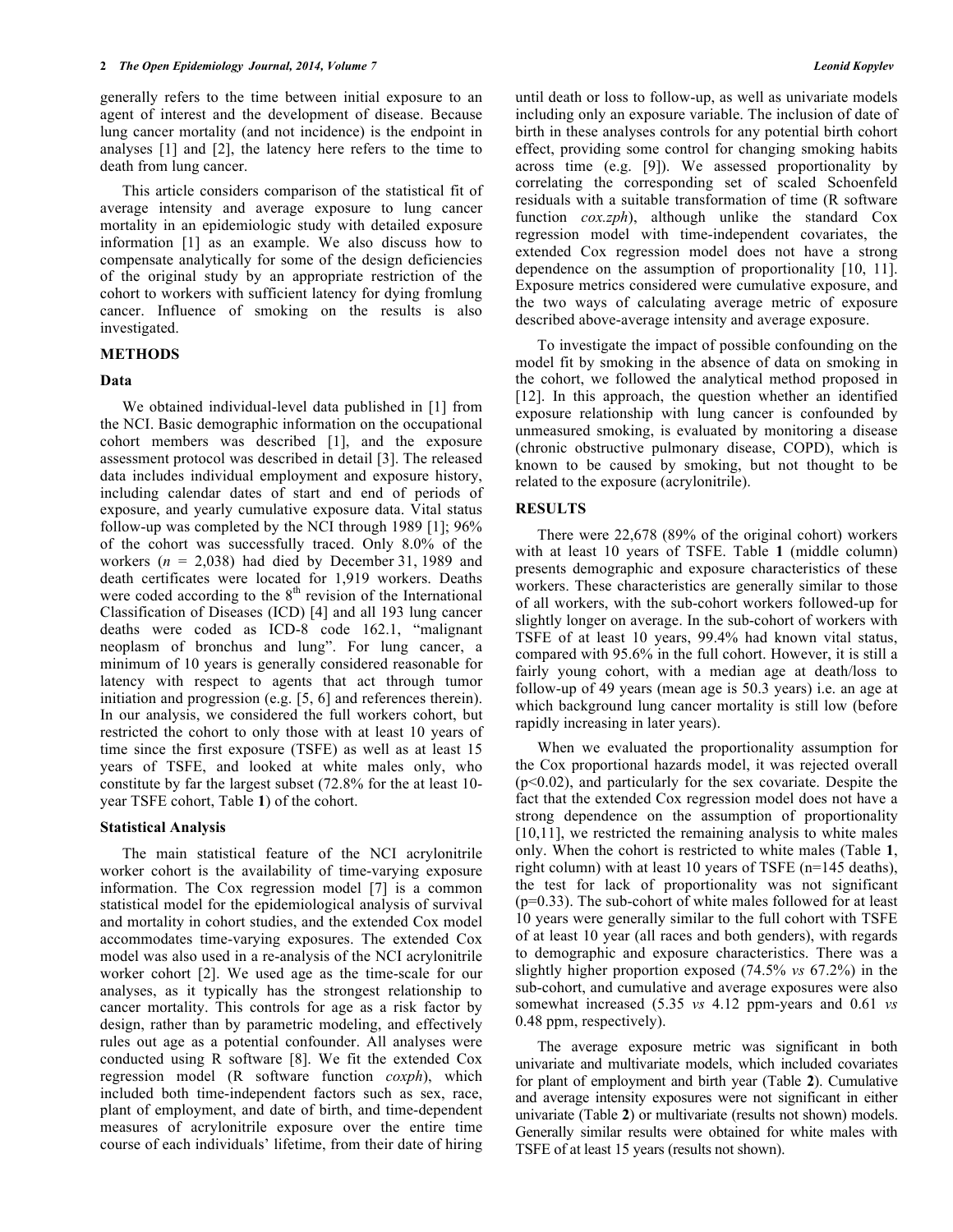generally refers to the time between initial exposure to an agent of interest and the development of disease. Because lung cancer mortality (and not incidence) is the endpoint in analyses [1] and [2], the latency here refers to the time to death from lung cancer.

This article considers comparison of the statistical fit of average intensity and average exposure to lung cancer mortality in an epidemiologic study with detailed exposure information [1] as an example. We also discuss how to compensate analytically for some of the design deficiencies of the original study by an appropriate restriction of the cohort to workers with sufficient latency for dying fromlung cancer. Influence of smoking on the results is also investigated.

## METHODS

### Data

We obtained individual-level data published in [1] from the NCI. Basic demographic information on the occupational cohort members was described [1], and the exposure assessment protocol was described in detail [3]. The released data includes individual employment and exposure history, including calendar dates of start and end of periods of exposure, and yearly cumulative exposure data. Vital status follow-up was completed by the NCI through 1989 [1]; 96% of the cohort was successfully traced. Only 8.0% of the workers ($n$ = 2,038) had died by December 31, 1989 and death certificates were located for 1,919 workers. Deaths were coded according to the 8[th] revision of the International Classification of Diseases (ICD) [4] and all 193 lung cancer deaths were coded as ICD-8 code 162.1, "malignant neoplasm of bronchus and lung". For lung cancer, a minimum of 10 years is generally considered reasonable for latency with respect to agents that act through tumor initiation and progression (e.g. [5, 6] and references therein). In our analysis, we considered the full workers cohort, but restricted the cohort to only those with at least 10 years of time since the first exposure (TSFE) as well as at least 15 years of TSFE, and looked at white males only, who constitute by far the largest subset (72.8% for the at least 10-year TSFE cohort, Table **1**) of the cohort.

### Statistical Analysis

The main statistical feature of the NCI acrylonitrile worker cohort is the availability of time-varying exposure information. The Cox regression model [7] is a common statistical model for the epidemiological analysis of survival and mortality in cohort studies, and the extended Cox model accommodates time-varying exposures. The extended Cox model was also used in a re-analysis of the NCI acrylonitrile worker cohort [2]. We used age as the time-scale for our analyses, as it typically has the strongest relationship to cancer mortality. This controls for age as a risk factor by design, rather than by parametric modeling, and effectively rules out age as a potential confounder. All analyses were conducted using R software [8]. We fit the extended Cox regression model (R software function *coxph*), which included both time-independent factors such as sex, race, plant of employment, and date of birth, and time-dependent measures of acrylonitrile exposure over the entire time course of each individuals' lifetime, from their date of hiring until death or loss to follow-up, as well as univariate models including only an exposure variable. The inclusion of date of birth in these analyses controls for any potential birth cohort effect, providing some control for changing smoking habits across time (e.g. [9]). We assessed proportionality by correlating the corresponding set of scaled Schoenfeld residuals with a suitable transformation of time (R software function *cox.zph*), although unlike the standard Cox regression model with time-independent covariates, the extended Cox regression model does not have a strong dependence on the assumption of proportionality [10, 11]. Exposure metrics considered were cumulative exposure, and the two ways of calculating average metric of exposure described above-average intensity and average exposure.

To investigate the impact of possible confounding on the model fit by smoking in the absence of data on smoking in the cohort, we followed the analytical method proposed in [12]. In this approach, the question whether an identified exposure relationship with lung cancer is confounded by unmeasured smoking, is evaluated by monitoring a disease (chronic obstructive pulmonary disease, COPD), which is known to be caused by smoking, but not thought to be related to the exposure (acrylonitrile).

## RESULTS

There were 22,678 (89% of the original cohort) workers with at least 10 years of TSFE. Table **1** (middle column) presents demographic and exposure characteristics of these workers. These characteristics are generally similar to those of all workers, with the sub-cohort workers followed-up for slightly longer on average. In the sub-cohort of workers with TSFE of at least 10 years, 99.4% had known vital status, compared with 95.6% in the full cohort. However, it is still a fairly young cohort, with a median age at death/loss to follow-up of 49 years (mean age is 50.3 years) i.e. an age at which background lung cancer mortality is still low (before rapidly increasing in later years).

When we evaluated the proportionality assumption for the Cox proportional hazards model, it was rejected overall ($p<0.02$), and particularly for the sex covariate. Despite the fact that the extended Cox regression model does not have a strong dependence on the assumption of proportionality [10,11], we restricted the remaining analysis to white males only. When the cohort is restricted to white males (Table **1**, right column) with at least 10 years of TSFE (n=145 deaths), the test for lack of proportionality was not significant ($p=0.33$). The sub-cohort of white males followed for at least 10 years were generally similar to the full cohort with TSFE of at least 10 year (all races and both genders), with regards to demographic and exposure characteristics. There was a slightly higher proportion exposed (74.5% *vs* 67.2%) in the sub-cohort, and cumulative and average exposures were also somewhat increased (5.35 *vs* 4.12 ppm-years and 0.61 *vs* 0.48 ppm, respectively).

The average exposure metric was significant in both univariate and multivariate models, which included covariates for plant of employment and birth year (Table **2**). Cumulative and average intensity exposures were not significant in either univariate (Table **2**) or multivariate (results not shown) models. Generally similar results were obtained for white males with TSFE of at least 15 years (results not shown).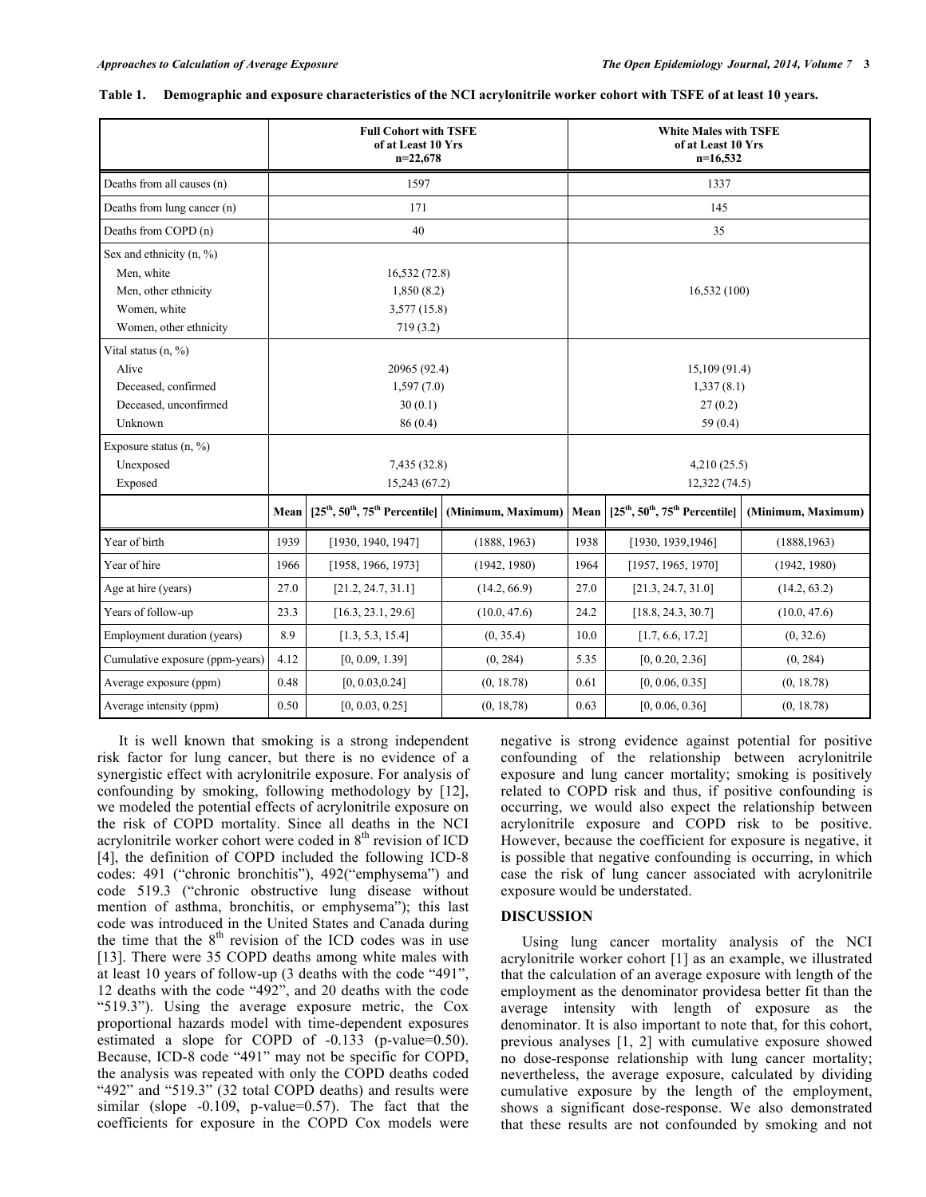**Table 1. Demographic and exposure characteristics of the NCI acrylonitrile worker cohort with TSFE of at least 10 years.**

| | Full Cohort with TSFE of at Least 10 Yrs n=22,678 | | | White Males with TSFE of at Least 10 Yrs n=16,532 | | |
|---|---|---|---|---|---|---|
| Deaths from all causes (n) | 1597 | | | 1337 | | |
| Deaths from lung cancer (n) | 171 | | | 145 | | |
| Deaths from COPD (n) | 40 | | | 35 | | |
| Sex and ethnicity (n, %) | | | | | | |
| Men, white | 16,532 (72.8) | | | 16,532 (100) | | |
| Men, other ethnicity | 1,850 (8.2) | | | | | |
| Women, white | 3,577 (15.8) | | | | | |
| Women, other ethnicity | 719 (3.2) | | | | | |
| Vital status (n, %) | | | | | | |
| Alive | 20965 (92.4) | | | 15,109 (91.4) | | |
| Deceased, confirmed | 1,597 (7.0) | | | 1,337 (8.1) | | |
| Deceased, unconfirmed | 30 (0.1) | | | 27 (0.2) | | |
| Unknown | 86 (0.4) | | | 59 (0.4) | | |
| Exposure status (n, %) | | | | | | |
| Unexposed | 7,435 (32.8) | | | 4,210 (25.5) | | |
| Exposed | 15,243 (67.2) | | | 12,322 (74.5) | | |
| | Mean | [25th, 50th, 75th Percentile] | (Minimum, Maximum) | Mean | [25th, 50th, 75th Percentile] | (Minimum, Maximum) |
| Year of birth | 1939 | [1930, 1940, 1947] | (1888, 1963) | 1938 | [1930, 1939,1946] | (1888,1963) |
| Year of hire | 1966 | [1958, 1966, 1973] | (1942, 1980) | 1964 | [1957, 1965, 1970] | (1942, 1980) |
| Age at hire (years) | 27.0 | [21.2, 24.7, 31.1] | (14.2, 66.9) | 27.0 | [21.3, 24.7, 31.0] | (14.2, 63.2) |
| Years of follow-up | 23.3 | [16.3, 23.1, 29.6] | (10.0, 47.6) | 24.2 | [18.8, 24.3, 30.7] | (10.0, 47.6) |
| Employment duration (years) | 8.9 | [1.3, 5.3, 15.4] | (0, 35.4) | 10.0 | [1.7, 6.6, 17.2] | (0, 32.6) |
| Cumulative exposure (ppm-years) | 4.12 | [0, 0.09, 1.39] | (0, 284) | 5.35 | [0, 0.20, 2.36] | (0, 284) |
| Average exposure (ppm) | 0.48 | [0, 0.03,0.24] | (0, 18.78) | 0.61 | [0, 0.06, 0.35] | (0, 18.78) |
| Average intensity (ppm) | 0.50 | [0, 0.03, 0.25] | (0, 18,78) | 0.63 | [0, 0.06, 0.36] | (0, 18.78) |

It is well known that smoking is a strong independent risk factor for lung cancer, but there is no evidence of a synergistic effect with acrylonitrile exposure. For analysis of confounding by smoking, following methodology by [12], we modeled the potential effects of acrylonitrile exposure on the risk of COPD mortality. Since all deaths in the NCI acrylonitrile worker cohort were coded in 8th revision of ICD [4], the definition of COPD included the following ICD-8 codes: 491 ("chronic bronchitis"), 492("emphysema") and code 519.3 ("chronic obstructive lung disease without mention of asthma, bronchitis, or emphysema"); this last code was introduced in the United States and Canada during the time that the 8th revision of the ICD codes was in use [13]. There were 35 COPD deaths among white males with at least 10 years of follow-up (3 deaths with the code "491", 12 deaths with the code "492", and 20 deaths with the code "519.3"). Using the average exposure metric, the Cox proportional hazards model with time-dependent exposures estimated a slope for COPD of -0.133 (p-value=0.50). Because, ICD-8 code "491" may not be specific for COPD, the analysis was repeated with only the COPD deaths coded "492" and "519.3" (32 total COPD deaths) and results were similar (slope -0.109, p-value=0.57). The fact that the coefficients for exposure in the COPD Cox models were negative is strong evidence against potential for positive confounding of the relationship between acrylonitrile exposure and lung cancer mortality; smoking is positively related to COPD risk and thus, if positive confounding is occurring, we would also expect the relationship between acrylonitrile exposure and COPD risk to be positive. However, because the coefficient for exposure is negative, it is possible that negative confounding is occurring, in which case the risk of lung cancer associated with acrylonitrile exposure would be understated.

## DISCUSSION

Using lung cancer mortality analysis of the NCI acrylonitrile worker cohort [1] as an example, we illustrated that the calculation of an average exposure with length of the employment as the denominator providesa better fit than the average intensity with length of exposure as the denominator. It is also important to note that, for this cohort, previous analyses [1, 2] with cumulative exposure showed no dose-response relationship with lung cancer mortality; nevertheless, the average exposure, calculated by dividing cumulative exposure by the length of the employment, shows a significant dose-response. We also demonstrated that these results are not confounded by smoking and not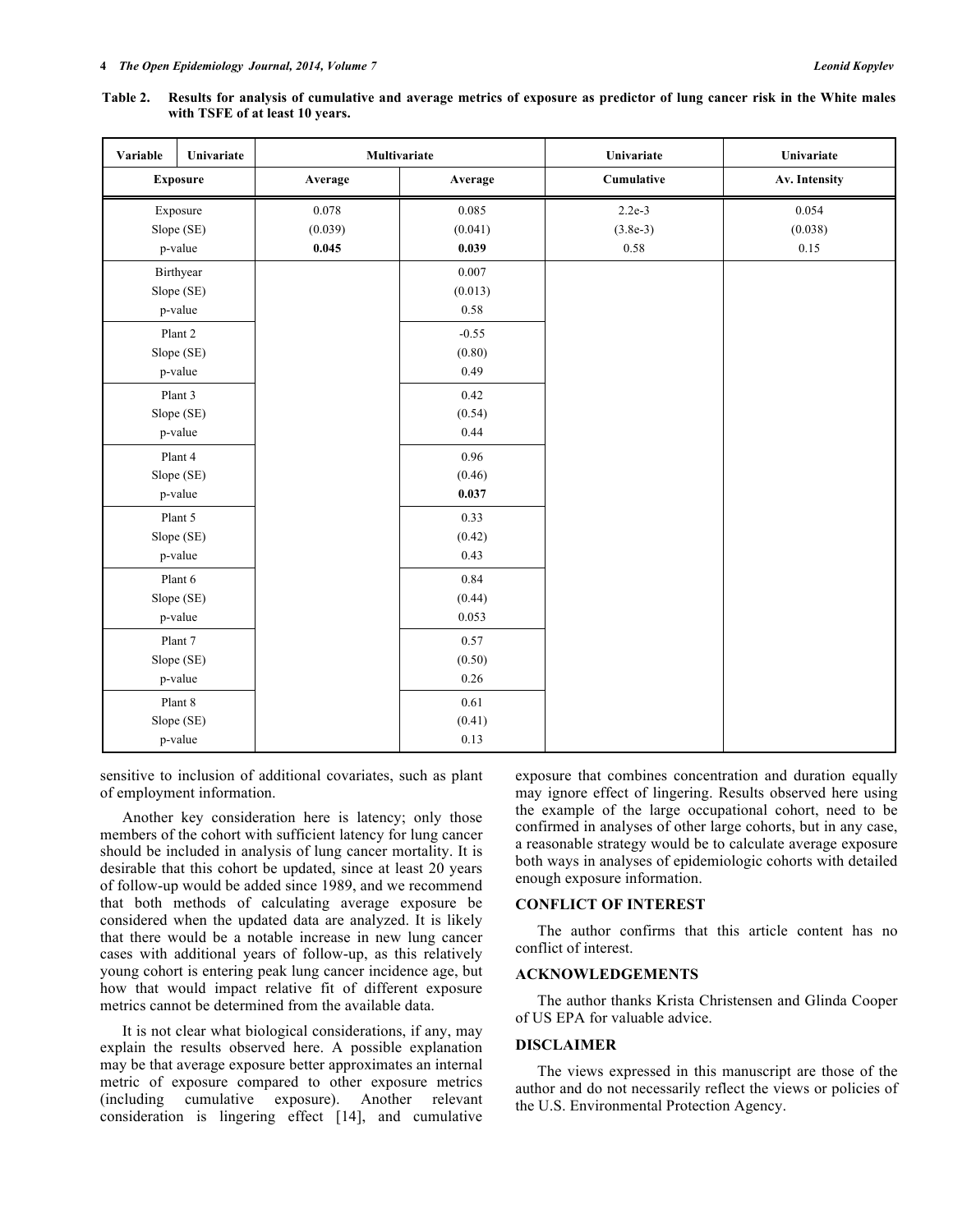**Table 2. Results for analysis of cumulative and average metrics of exposure as predictor of lung cancer risk in the White males with TSFE of at least 10 years.**

| Variable | Univariate | Multivariate | Univariate | Univariate |
|---|---|---|---|---|
| Exposure | Average | Average | Cumulative | Av. Intensity |
| Exposure Slope (SE) p-value | 0.078 (0.039) **0.045** | 0.085 (0.041) **0.039** | 2.2e-3 (3.8e-3) 0.58 | 0.054 (0.038) 0.15 |
| Birthyear Slope (SE) p-value | | 0.007 (0.013) 0.58 | | |
| Plant 2 Slope (SE) p-value | | -0.55 (0.80) 0.49 | | |
| Plant 3 Slope (SE) p-value | | 0.42 (0.54) 0.44 | | |
| Plant 4 Slope (SE) p-value | | 0.96 (0.46) **0.037** | | |
| Plant 5 Slope (SE) p-value | | 0.33 (0.42) 0.43 | | |
| Plant 6 Slope (SE) p-value | | 0.84 (0.44) 0.053 | | |
| Plant 7 Slope (SE) p-value | | 0.57 (0.50) 0.26 | | |
| Plant 8 Slope (SE) p-value | | 0.61 (0.41) 0.13 | | |

sensitive to inclusion of additional covariates, such as plant of employment information.

Another key consideration here is latency; only those members of the cohort with sufficient latency for lung cancer should be included in analysis of lung cancer mortality. It is desirable that this cohort be updated, since at least 20 years of follow-up would be added since 1989, and we recommend that both methods of calculating average exposure be considered when the updated data are analyzed. It is likely that there would be a notable increase in new lung cancer cases with additional years of follow-up, as this relatively young cohort is entering peak lung cancer incidence age, but how that would impact relative fit of different exposure metrics cannot be determined from the available data.

It is not clear what biological considerations, if any, may explain the results observed here. A possible explanation may be that average exposure better approximates an internal metric of exposure compared to other exposure metrics (including cumulative exposure). Another relevant consideration is lingering effect [14], and cumulative exposure that combines concentration and duration equally may ignore effect of lingering. Results observed here using the example of the large occupational cohort, need to be confirmed in analyses of other large cohorts, but in any case, a reasonable strategy would be to calculate average exposure both ways in analyses of epidemiologic cohorts with detailed enough exposure information.

## CONFLICT OF INTEREST

The author confirms that this article content has no conflict of interest.

## ACKNOWLEDGEMENTS

The author thanks Krista Christensen and Glinda Cooper of US EPA for valuable advice.

## DISCLAIMER

The views expressed in this manuscript are those of the author and do not necessarily reflect the views or policies of the U.S. Environmental Protection Agency.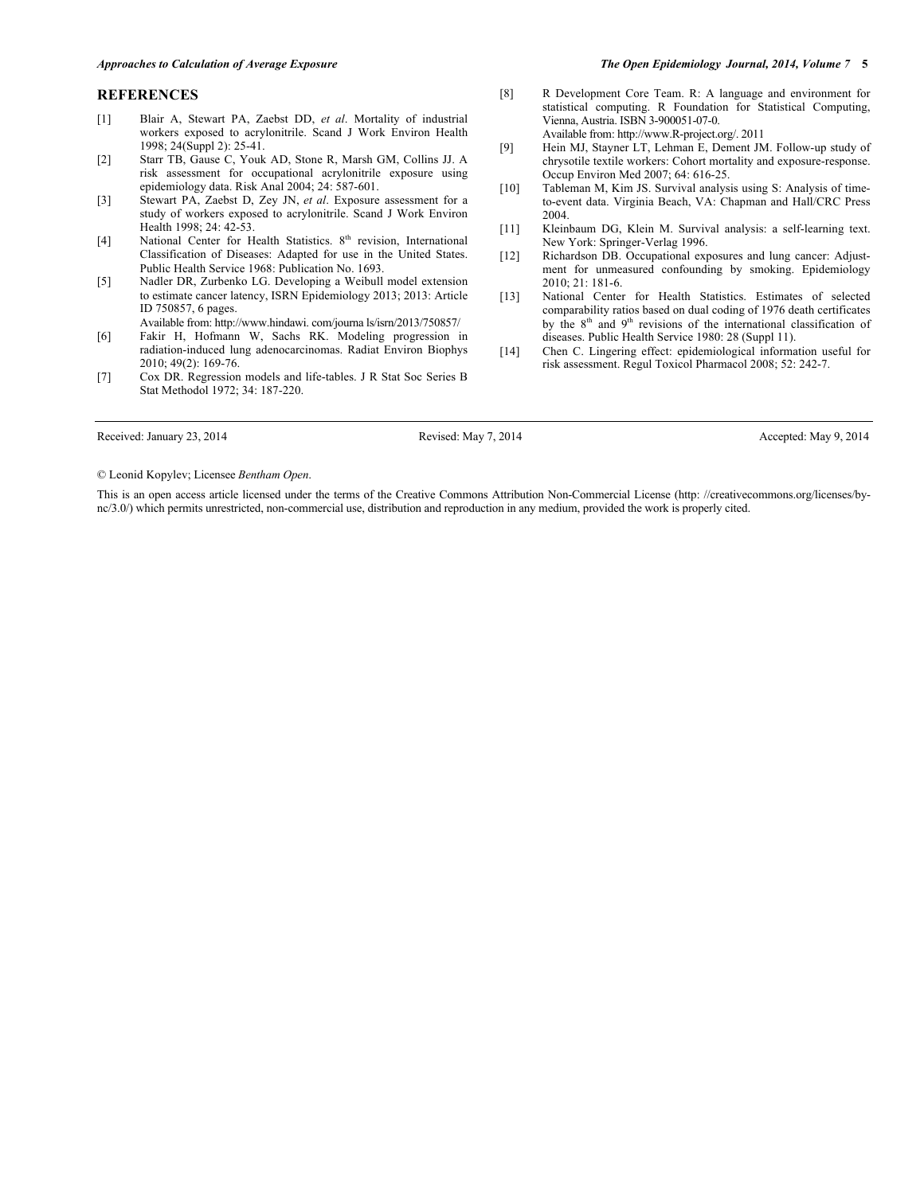## REFERENCES

[1] Blair A, Stewart PA, Zaebst DD, *et al*. Mortality of industrial workers exposed to acrylonitrile. Scand J Work Environ Health 1998; 24(Suppl 2): 25-41.

[2] Starr TB, Gause C, Youk AD, Stone R, Marsh GM, Collins JJ. A risk assessment for occupational acrylonitrile exposure using epidemiology data. Risk Anal 2004; 24: 587-601.

[3] Stewart PA, Zaebst D, Zey JN, *et al*. Exposure assessment for a study of workers exposed to acrylonitrile. Scand J Work Environ Health 1998; 24: 42-53.

[4] National Center for Health Statistics. 8th revision, International Classification of Diseases: Adapted for use in the United States. Public Health Service 1968: Publication No. 1693.

[5] Nadler DR, Zurbenko LG. Developing a Weibull model extension to estimate cancer latency, ISRN Epidemiology 2013; 2013: Article ID 750857, 6 pages. Available from: http://www.hindawi. com/journa ls/isrn/2013/750857/

[6] Fakir H, Hofmann W, Sachs RK. Modeling progression in radiation-induced lung adenocarcinomas. Radiat Environ Biophys 2010; 49(2): 169-76.

[7] Cox DR. Regression models and life-tables. J R Stat Soc Series B Stat Methodol 1972; 34: 187-220.

[8] R Development Core Team. R: A language and environment for statistical computing. R Foundation for Statistical Computing, Vienna, Austria. ISBN 3-900051-07-0. Available from: http://www.R-project.org/. 2011

[9] Hein MJ, Stayner LT, Lehman E, Dement JM. Follow-up study of chrysotile textile workers: Cohort mortality and exposure-response. Occup Environ Med 2007; 64: 616-25.

[10] Tableman M, Kim JS. Survival analysis using S: Analysis of time-to-event data. Virginia Beach, VA: Chapman and Hall/CRC Press 2004.

[11] Kleinbaum DG, Klein M. Survival analysis: a self-learning text. New York: Springer-Verlag 1996.

[12] Richardson DB. Occupational exposures and lung cancer: Adjustment for unmeasured confounding by smoking. Epidemiology 2010; 21: 181-6.

[13] National Center for Health Statistics. Estimates of selected comparability ratios based on dual coding of 1976 death certificates by the 8th and 9th revisions of the international classification of diseases. Public Health Service 1980: 28 (Suppl 11).

[14] Chen C. Lingering effect: epidemiological information useful for risk assessment. Regul Toxicol Pharmacol 2008; 52: 242-7.

Received: January 23, 2014 Revised: May 7, 2014 Accepted: May 9, 2014

© Leonid Kopylev; Licensee *Bentham Open*.

This is an open access article licensed under the terms of the Creative Commons Attribution Non-Commercial License (http: //creativecommons.org/licenses/by-nc/3.0/) which permits unrestricted, non-commercial use, distribution and reproduction in any medium, provided the work is properly cited.